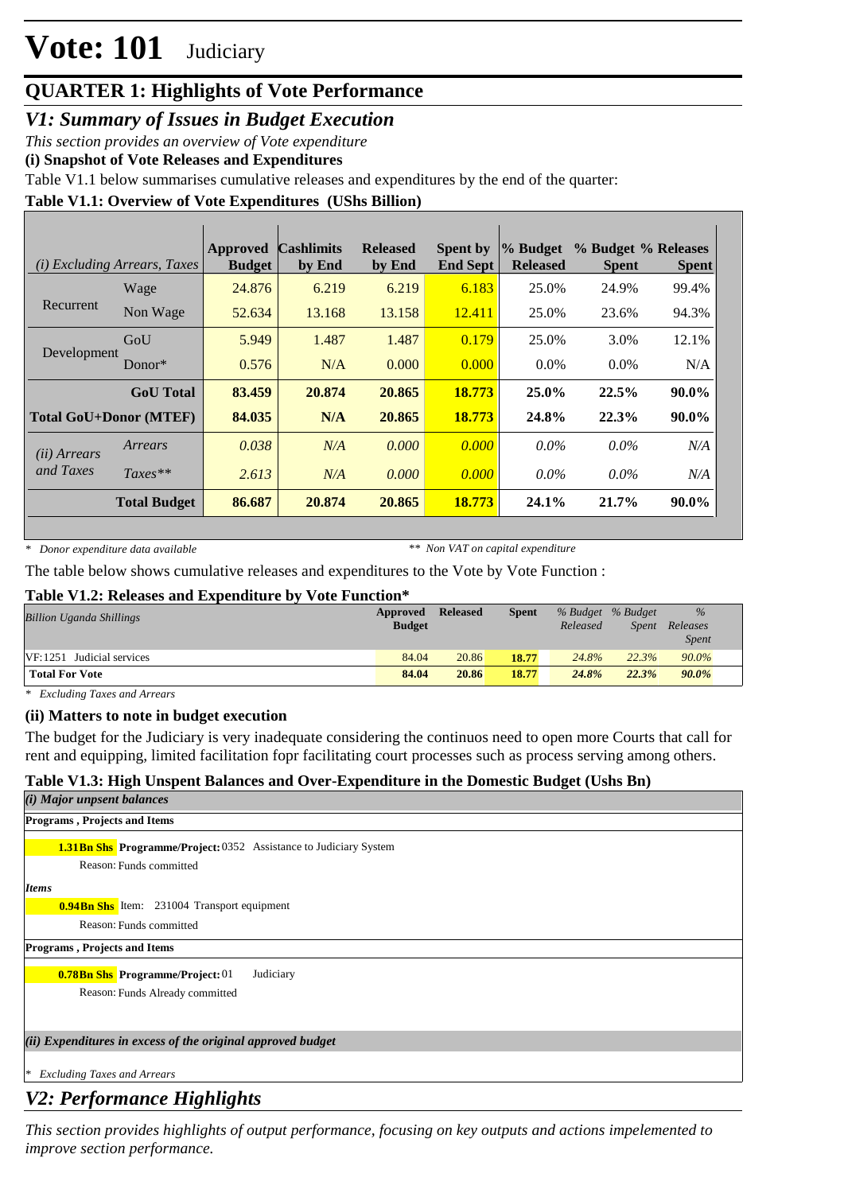# Vote: 101 Judiciary

## QUARTER 1: Highlights of Vote Performance

### *V1: Summary of Issues in Budget Execution*

*This section provides an overview of Vote expenditure*

**(i) Snapshot of Vote Releases and Expenditures**

Table V1.1 below summarises cumulative releases and expenditures by the end of the quarter:

**Table V1.1: Overview of Vote Expenditures (UShs Billion)**

| *(i) Excluding Arrears, Taxes* | | Approved Budget | Cashlimits by End | Released by End | Spent by End Sept | % Budget Released | % Budget Spent | % Releases Spent |
|---|---|---|---|---|---|---|---|---|
| Recurrent | Wage | 24.876 | 6.219 | 6.219 | 6.183 | 25.0% | 24.9% | 99.4% |
| | Non Wage | 52.634 | 13.168 | 13.158 | 12.411 | 25.0% | 23.6% | 94.3% |
| Development | GoU | 5.949 | 1.487 | 1.487 | 0.179 | 25.0% | 3.0% | 12.1% |
| | Donor* | 0.576 | N/A | 0.000 | 0.000 | 0.0% | 0.0% | N/A |
| | **GoU Total** | **83.459** | **20.874** | **20.865** | **18.773** | **25.0%** | **22.5%** | **90.0%** |
| **Total GoU+Donor (MTEF)** | | **84.035** | **N/A** | **20.865** | **18.773** | **24.8%** | **22.3%** | **90.0%** |
| *(ii) Arrears and Taxes* | *Arrears* | *0.038* | *N/A* | *0.000* | *0.000* | *0.0%* | *0.0%* | *N/A* |
| | *Taxes*** | *2.613* | *N/A* | *0.000* | *0.000* | *0.0%* | *0.0%* | *N/A* |
| | **Total Budget** | **86.687** | **20.874** | **20.865** | **18.773** | **24.1%** | **21.7%** | **90.0%** |

\* *Donor expenditure data available* &nbsp;&nbsp;&nbsp;&nbsp; ** *Non VAT on capital expenditure*

The table below shows cumulative releases and expenditures to the Vote by Vote Function :

**Table V1.2: Releases and Expenditure by Vote Function***

| *Billion Uganda Shillings* | Approved Budget | Released | Spent | *% Budget Released* | *% Budget Spent* | *% Releases Spent* |
|---|---|---|---|---|---|---|
| VF:1251 Judicial services | 84.04 | 20.86 | 18.77 | *24.8%* | *22.3%* | *90.0%* |
| **Total For Vote** | **84.04** | **20.86** | **18.77** | ***24.8%*** | ***22.3%*** | ***90.0%*** |

\* *Excluding Taxes and Arrears*

**(ii) Matters to note in budget execution**

The budget for the Judiciary is very inadequate considering the continuos need to open more Courts that call for rent and equipping, limited facilitation fopr facilitating court processes such as process serving among others.

**Table V1.3: High Unspent Balances and Over-Expenditure in the Domestic Budget (Ushs Bn)**

***(i) Major unpsent balances***

**Programs , Projects and Items**

**1.31Bn Shs** **Programme/Project:** 0352 Assistance to Judiciary System

Reason: Funds committed

***Items***

**0.94Bn Shs** Item: 231004 Transport equipment

Reason: Funds committed

**Programs , Projects and Items**

**0.78Bn Shs** **Programme/Project:** 01 Judiciary

Reason: Funds Already committed

***(ii) Expenditures in excess of the original approved budget***

\* *Excluding Taxes and Arrears*

### *V2: Performance Highlights*

*This section provides highlights of output performance, focusing on key outputs and actions impelemented to improve section performance.*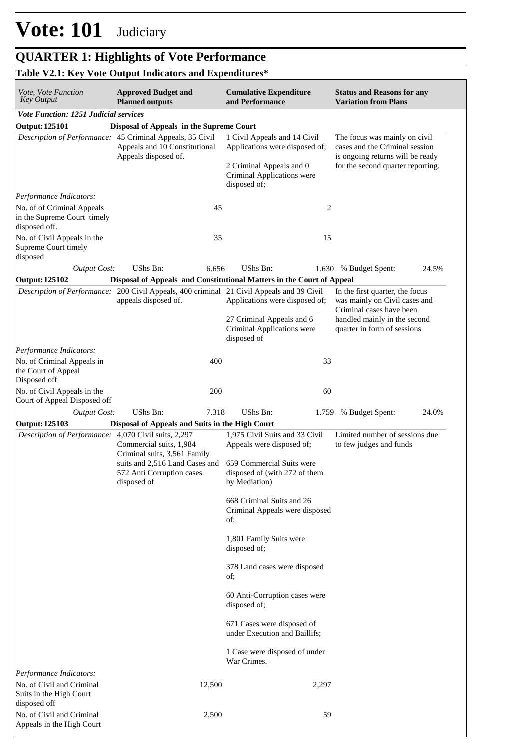# Vote: 101 Judiciary

## QUARTER 1: Highlights of Vote Performance

### Table V2.1: Key Vote Output Indicators and Expenditures*

| *Vote, Vote Function Key Output* | **Approved Budget and Planned outputs** | **Cumulative Expenditure and Performance** | **Status and Reasons for any Variation from Plans** |
|---|---|---|---|
| ***Vote Function: 1251 Judicial services*** | | | |
| **Output: 125101** | **Disposal of Appeals in the Supreme Court** | | |
| *Description of Performance:* | 45 Criminal Appeals, 35 Civil Appeals and 10 Constitutional Appeals disposed of. | 1 Civil Appeals and 14 Civil Applications were disposed of; 2 Criminal Appeals and 0 Criminal Applications were disposed of; | The focus was mainly on civil cases and the Criminal session is ongoing returns will be ready for the second quarter reporting. |
| *Performance Indicators:* | | | |
| No. of of Criminal Appeals in the Supreme Court timely disposed off. | 45 | 2 | |
| No. of Civil Appeals in the Supreme Court timely disposed | 35 | 15 | |
| *Output Cost:* | UShs Bn: 6.656 | UShs Bn: 1.630 | % Budget Spent: 24.5% |
| **Output: 125102** | **Disposal of Appeals and Constitutional Matters in the Court of Appeal** | | |
| *Description of Performance:* | 200 Civil Appeals, 400 criminal appeals disposed of. | 21 Civil Appeals and 39 Civil Applications were disposed of; 27 Criminal Appeals and 6 Criminal Applications were disposed of | In the first quarter, the focus was mainly on Civil cases and Criminal cases have been handled mainly in the second quarter in form of sessions |
| *Performance Indicators:* | | | |
| No. of Criminal Appeals in the Court of Appeal Disposed off | 400 | 33 | |
| No. of Civil Appeals in the Court of Appeal Disposed off | 200 | 60 | |
| *Output Cost:* | UShs Bn: 7.318 | UShs Bn: 1.759 | % Budget Spent: 24.0% |
| **Output: 125103** | **Disposal of Appeals and Suits in the High Court** | | |
| *Description of Performance:* | 4,070 Civil suits, 2,297 Commercial suits, 1,984 Criminal suits, 3,561 Family suits and 2,516 Land Cases and 572 Anti Corruption cases disposed of | 1,975 Civil Suits and 33 Civil Appeals were disposed of; 659 Commercial Suits were disposed of (with 272 of them by Mediation) 668 Criminal Suits and 26 Criminal Appeals were disposed of; 1,801 Family Suits were disposed of; 378 Land cases were disposed of; 60 Anti-Corruption cases were disposed of; 671 Cases were disposed of under Execution and Baillifs; 1 Case were disposed of under War Crimes. | Limited number of sessions due to few judges and funds |
| *Performance Indicators:* | | | |
| No. of Civil and Criminal Suits in the High Court disposed off | 12,500 | 2,297 | |
| No. of Civil and Criminal Appeals in the High Court | 2,500 | 59 | |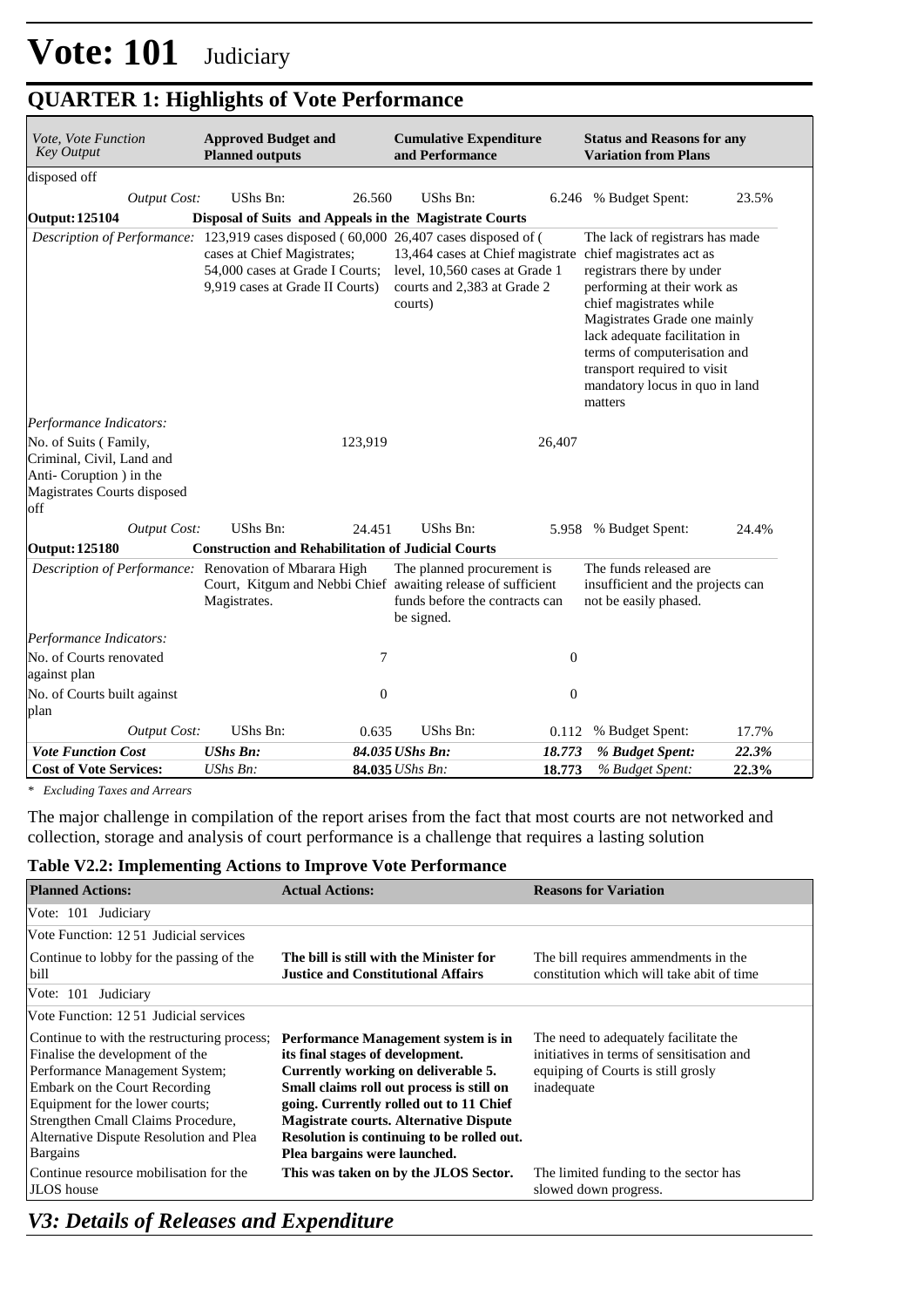# Vote: 101 Judiciary

## QUARTER 1: Highlights of Vote Performance

| *Vote, Vote Function Key Output* | **Approved Budget and Planned outputs** | | **Cumulative Expenditure and Performance** | | **Status and Reasons for any Variation from Plans** | |
|---|---|---|---|---|---|---|
| disposed off | | | | | | |
| *Output Cost:* | UShs Bn: | 26.560 | UShs Bn: | 6.246 | % Budget Spent: | 23.5% |
| **Output: 125104** | **Disposal of Suits and Appeals in the Magistrate Courts** | | | | | |
| *Description of Performance:* | 123,919 cases disposed ( 60,000 cases at Chief Magistrates; 54,000 cases at Grade I Courts; 9,919 cases at Grade II Courts) | | 26,407 cases disposed of ( 13,464 cases at Chief magistrate level, 10,560 cases at Grade 1 courts and 2,383 at Grade 2 courts) | | The lack of registrars has made chief magistrates act as registrars there by under performing at their work as chief magistrates while Magistrates Grade one mainly lack adequate facilitation in terms of computerisation and transport required to visit mandatory locus in quo in land matters | |
| *Performance Indicators:* | | | | | | |
| No. of Suits ( Family, Criminal, Civil, Land and Anti- Coruption ) in the Magistrates Courts disposed off | | 123,919 | | 26,407 | | |
| *Output Cost:* | UShs Bn: | 24.451 | UShs Bn: | 5.958 | % Budget Spent: | 24.4% |
| **Output: 125180** | **Construction and Rehabilitation of Judicial Courts** | | | | | |
| *Description of Performance:* | Renovation of Mbarara High Court, Kitgum and Nebbi Chief Magistrates. | | The planned procurement is awaiting release of sufficient funds before the contracts can be signed. | | The funds released are insufficient and the projects can not be easily phased. | |
| *Performance Indicators:* | | | | | | |
| No. of Courts renovated against plan | | 7 | | 0 | | |
| No. of Courts built against plan | | 0 | | 0 | | |
| *Output Cost:* | UShs Bn: | 0.635 | UShs Bn: | 0.112 | % Budget Spent: | 17.7% |
| ***Vote Function Cost*** | ***UShs Bn:*** | ***84.035*** | ***UShs Bn:*** | ***18.773*** | ***% Budget Spent:*** | ***22.3%*** |
| **Cost of Vote Services:** | *UShs Bn:* | **84.035** | *UShs Bn:* | **18.773** | *% Budget Spent:* | **22.3%** |

*\* Excluding Taxes and Arrears*

The major challenge in compilation of the report arises from the fact that most courts are not networked and collection, storage and analysis of court performance is a challenge that requires a lasting solution

### Table V2.2: Implementing Actions to Improve Vote Performance

| **Planned Actions:** | **Actual Actions:** | **Reasons for Variation** |
|---|---|---|
| Vote: 101 Judiciary | | |
| Vote Function: 12 51 Judicial services | | |
| Continue to lobby for the passing of the bill | **The bill is still with the Minister for Justice and Constitutional Affairs** | The bill requires ammendments in the constitution which will take abit of time |
| Vote: 101 Judiciary | | |
| Vote Function: 12 51 Judicial services | | |
| Continue to with the restructuring process; Finalise the development of the Performance Management System; Embark on the Court Recording Equipment for the lower courts; Strengthen Cmall Claims Procedure, Alternative Dispute Resolution and Plea Bargains | **Performance Management system is in its final stages of development. Currently working on deliverable 5. Small claims roll out process is still on going. Currently rolled out to 11 Chief Magistrate courts. Alternative Dispute Resolution is continuing to be rolled out. Plea bargains were launched.** | The need to adequately facilitate the initiatives in terms of sensitisation and equiping of Courts is still grosly inadequate |
| Continue resource mobilisation for the JLOS house | **This was taken on by the JLOS Sector.** | The limited funding to the sector has slowed down progress. |

## *V3: Details of Releases and Expenditure*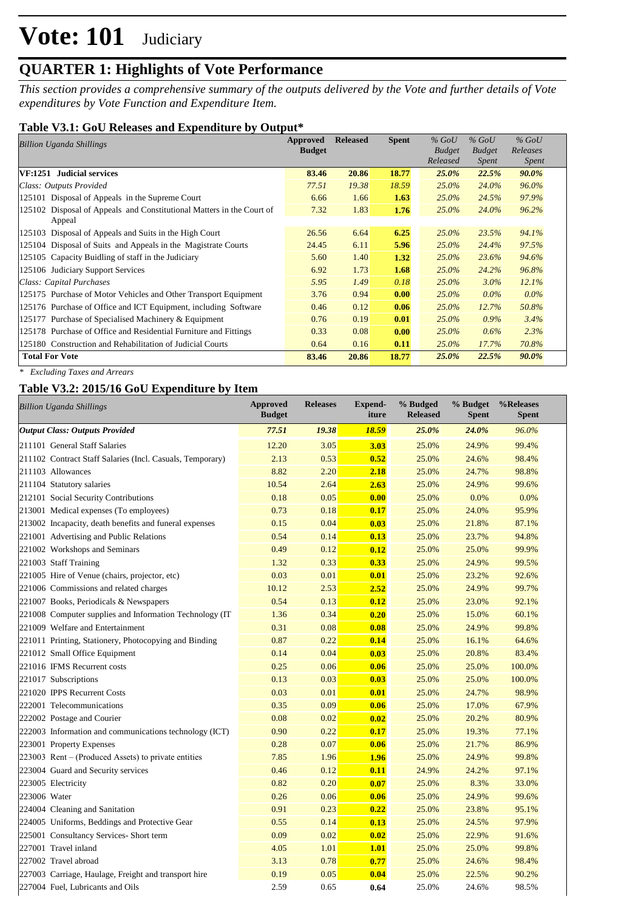# Vote: 101 Judiciary

## QUARTER 1: Highlights of Vote Performance

*This section provides a comprehensive summary of the outputs delivered by the Vote and further details of Vote expenditures by Vote Function and Expenditure Item.*

### Table V3.1: GoU Releases and Expenditure by Output*

| *Billion Uganda Shillings* | Approved Budget | Released | Spent | *% GoU Budget Released* | *% GoU Budget Spent* | *% GoU Releases Spent* |
|---|---|---|---|---|---|---|
| **VF:1251 Judicial services** | **83.46** | **20.86** | **18.77** | ***25.0%*** | ***22.5%*** | ***90.0%*** |
| *Class: Outputs Provided* | *77.51* | *19.38* | *18.59* | *25.0%* | *24.0%* | *96.0%* |
| 125101 Disposal of Appeals in the Supreme Court | 6.66 | 1.66 | **1.63** | *25.0%* | *24.5%* | *97.9%* |
| 125102 Disposal of Appeals and Constitutional Matters in the Court of Appeal | 7.32 | 1.83 | **1.76** | *25.0%* | *24.0%* | *96.2%* |
| 125103 Disposal of Appeals and Suits in the High Court | 26.56 | 6.64 | **6.25** | *25.0%* | *23.5%* | *94.1%* |
| 125104 Disposal of Suits and Appeals in the Magistrate Courts | 24.45 | 6.11 | **5.96** | *25.0%* | *24.4%* | *97.5%* |
| 125105 Capacity Buidling of staff in the Judiciary | 5.60 | 1.40 | **1.32** | *25.0%* | *23.6%* | *94.6%* |
| 125106 Judiciary Support Services | 6.92 | 1.73 | **1.68** | *25.0%* | *24.2%* | *96.8%* |
| *Class: Capital Purchases* | *5.95* | *1.49* | *0.18* | *25.0%* | *3.0%* | *12.1%* |
| 125175 Purchase of Motor Vehicles and Other Transport Equipment | 3.76 | 0.94 | **0.00** | *25.0%* | *0.0%* | *0.0%* |
| 125176 Purchase of Office and ICT Equipment, including Software | 0.46 | 0.12 | **0.06** | *25.0%* | *12.7%* | *50.8%* |
| 125177 Purchase of Specialised Machinery & Equipment | 0.76 | 0.19 | **0.01** | *25.0%* | *0.9%* | *3.4%* |
| 125178 Purchase of Office and Residential Furniture and Fittings | 0.33 | 0.08 | **0.00** | *25.0%* | *0.6%* | *2.3%* |
| 125180 Construction and Rehabilitation of Judicial Courts | 0.64 | 0.16 | **0.11** | *25.0%* | *17.7%* | *70.8%* |
| **Total For Vote** | **83.46** | **20.86** | **18.77** | ***25.0%*** | ***22.5%*** | ***90.0%*** |

*\* Excluding Taxes and Arrears*

### Table V3.2: 2015/16 GoU Expenditure by Item

| *Billion Uganda Shillings* | Approved Budget | Releases | Expend-iture | % Budged Released | % Budget Spent | %Releases Spent |
|---|---|---|---|---|---|---|
| ***Output Class: Outputs Provided*** | ***77.51*** | ***19.38*** | ***18.59*** | ***25.0%*** | ***24.0%*** | *96.0%* |
| 211101 General Staff Salaries | 12.20 | 3.05 | **3.03** | 25.0% | 24.9% | 99.4% |
| 211102 Contract Staff Salaries (Incl. Casuals, Temporary) | 2.13 | 0.53 | **0.52** | 25.0% | 24.6% | 98.4% |
| 211103 Allowances | 8.82 | 2.20 | **2.18** | 25.0% | 24.7% | 98.8% |
| 211104 Statutory salaries | 10.54 | 2.64 | **2.63** | 25.0% | 24.9% | 99.6% |
| 212101 Social Security Contributions | 0.18 | 0.05 | **0.00** | 25.0% | 0.0% | 0.0% |
| 213001 Medical expenses (To employees) | 0.73 | 0.18 | **0.17** | 25.0% | 24.0% | 95.9% |
| 213002 Incapacity, death benefits and funeral expenses | 0.15 | 0.04 | **0.03** | 25.0% | 21.8% | 87.1% |
| 221001 Advertising and Public Relations | 0.54 | 0.14 | **0.13** | 25.0% | 23.7% | 94.8% |
| 221002 Workshops and Seminars | 0.49 | 0.12 | **0.12** | 25.0% | 25.0% | 99.9% |
| 221003 Staff Training | 1.32 | 0.33 | **0.33** | 25.0% | 24.9% | 99.5% |
| 221005 Hire of Venue (chairs, projector, etc) | 0.03 | 0.01 | **0.01** | 25.0% | 23.2% | 92.6% |
| 221006 Commissions and related charges | 10.12 | 2.53 | **2.52** | 25.0% | 24.9% | 99.7% |
| 221007 Books, Periodicals & Newspapers | 0.54 | 0.13 | **0.12** | 25.0% | 23.0% | 92.1% |
| 221008 Computer supplies and Information Technology (IT | 1.36 | 0.34 | **0.20** | 25.0% | 15.0% | 60.1% |
| 221009 Welfare and Entertainment | 0.31 | 0.08 | **0.08** | 25.0% | 24.9% | 99.8% |
| 221011 Printing, Stationery, Photocopying and Binding | 0.87 | 0.22 | **0.14** | 25.0% | 16.1% | 64.6% |
| 221012 Small Office Equipment | 0.14 | 0.04 | **0.03** | 25.0% | 20.8% | 83.4% |
| 221016 IFMS Recurrent costs | 0.25 | 0.06 | **0.06** | 25.0% | 25.0% | 100.0% |
| 221017 Subscriptions | 0.13 | 0.03 | **0.03** | 25.0% | 25.0% | 100.0% |
| 221020 IPPS Recurrent Costs | 0.03 | 0.01 | **0.01** | 25.0% | 24.7% | 98.9% |
| 222001 Telecommunications | 0.35 | 0.09 | **0.06** | 25.0% | 17.0% | 67.9% |
| 222002 Postage and Courier | 0.08 | 0.02 | **0.02** | 25.0% | 20.2% | 80.9% |
| 222003 Information and communications technology (ICT) | 0.90 | 0.22 | **0.17** | 25.0% | 19.3% | 77.1% |
| 223001 Property Expenses | 0.28 | 0.07 | **0.06** | 25.0% | 21.7% | 86.9% |
| 223003 Rent – (Produced Assets) to private entities | 7.85 | 1.96 | **1.96** | 25.0% | 24.9% | 99.8% |
| 223004 Guard and Security services | 0.46 | 0.12 | **0.11** | 24.9% | 24.2% | 97.1% |
| 223005 Electricity | 0.82 | 0.20 | **0.07** | 25.0% | 8.3% | 33.0% |
| 223006 Water | 0.26 | 0.06 | **0.06** | 25.0% | 24.9% | 99.6% |
| 224004 Cleaning and Sanitation | 0.91 | 0.23 | **0.22** | 25.0% | 23.8% | 95.1% |
| 224005 Uniforms, Beddings and Protective Gear | 0.55 | 0.14 | **0.13** | 25.0% | 24.5% | 97.9% |
| 225001 Consultancy Services- Short term | 0.09 | 0.02 | **0.02** | 25.0% | 22.9% | 91.6% |
| 227001 Travel inland | 4.05 | 1.01 | **1.01** | 25.0% | 25.0% | 99.8% |
| 227002 Travel abroad | 3.13 | 0.78 | **0.77** | 25.0% | 24.6% | 98.4% |
| 227003 Carriage, Haulage, Freight and transport hire | 0.19 | 0.05 | **0.04** | 25.0% | 22.5% | 90.2% |
| 227004 Fuel, Lubricants and Oils | 2.59 | 0.65 | **0.64** | 25.0% | 24.6% | 98.5% |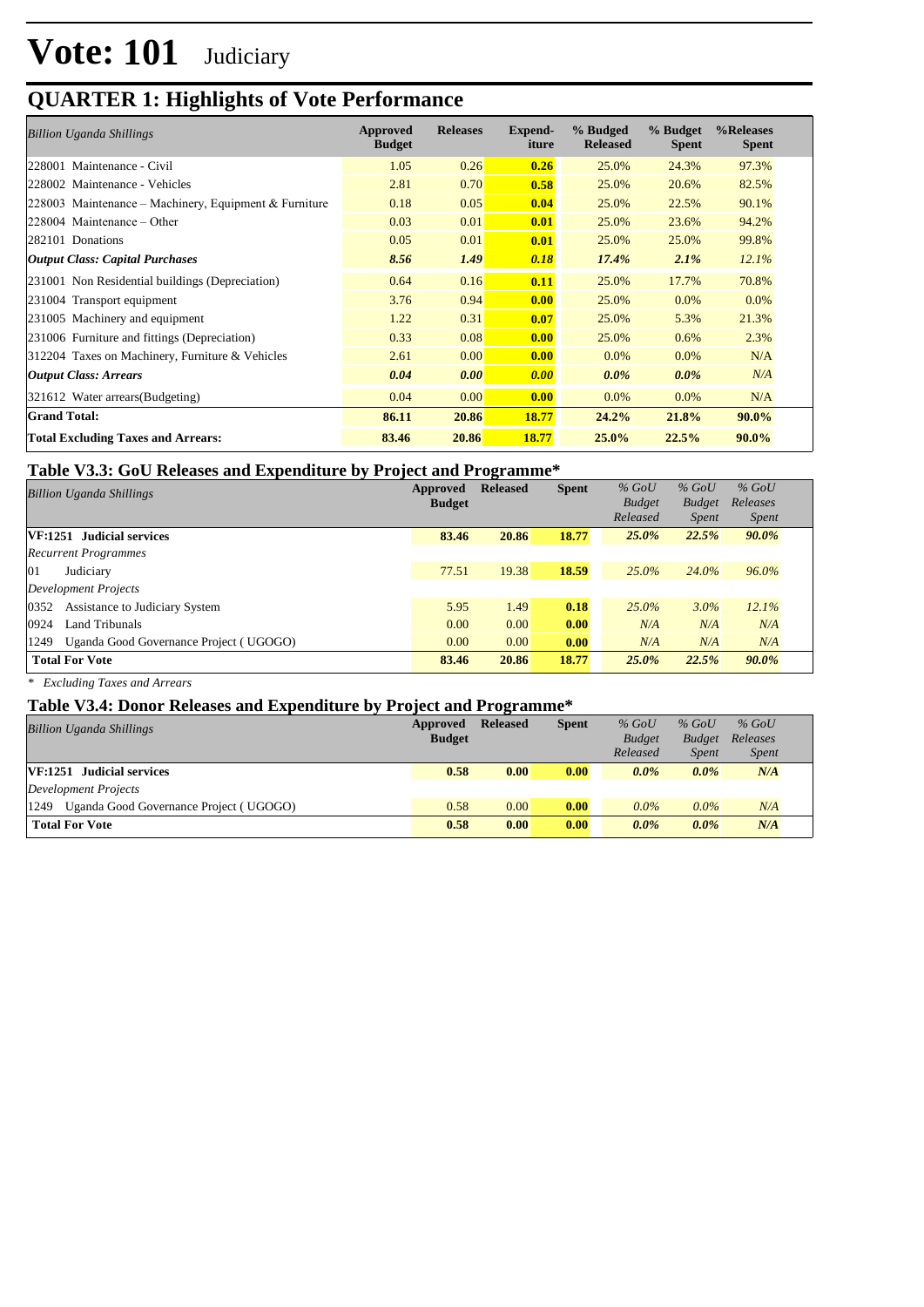# Vote: 101 Judiciary

## QUARTER 1: Highlights of Vote Performance

| *Billion Uganda Shillings* | Approved Budget | Releases | Expend-iture | % Budged Released | % Budget Spent | %Releases Spent |
|---|---|---|---|---|---|---|
| 228001 Maintenance - Civil | 1.05 | 0.26 | **0.26** | 25.0% | 24.3% | 97.3% |
| 228002 Maintenance - Vehicles | 2.81 | 0.70 | **0.58** | 25.0% | 20.6% | 82.5% |
| 228003 Maintenance – Machinery, Equipment & Furniture | 0.18 | 0.05 | **0.04** | 25.0% | 22.5% | 90.1% |
| 228004 Maintenance – Other | 0.03 | 0.01 | **0.01** | 25.0% | 23.6% | 94.2% |
| 282101 Donations | 0.05 | 0.01 | **0.01** | 25.0% | 25.0% | 99.8% |
| ***Output Class: Capital Purchases*** | ***8.56*** | ***1.49*** | ***0.18*** | ***17.4%*** | ***2.1%*** | *12.1%* |
| 231001 Non Residential buildings (Depreciation) | 0.64 | 0.16 | **0.11** | 25.0% | 17.7% | 70.8% |
| 231004 Transport equipment | 3.76 | 0.94 | **0.00** | 25.0% | 0.0% | 0.0% |
| 231005 Machinery and equipment | 1.22 | 0.31 | **0.07** | 25.0% | 5.3% | 21.3% |
| 231006 Furniture and fittings (Depreciation) | 0.33 | 0.08 | **0.00** | 25.0% | 0.6% | 2.3% |
| 312204 Taxes on Machinery, Furniture & Vehicles | 2.61 | 0.00 | **0.00** | 0.0% | 0.0% | N/A |
| ***Output Class: Arrears*** | ***0.04*** | ***0.00*** | ***0.00*** | ***0.0%*** | ***0.0%*** | *N/A* |
| 321612 Water arrears(Budgeting) | 0.04 | 0.00 | **0.00** | 0.0% | 0.0% | N/A |
| **Grand Total:** | **86.11** | **20.86** | **18.77** | **24.2%** | **21.8%** | **90.0%** |
| **Total Excluding Taxes and Arrears:** | **83.46** | **20.86** | **18.77** | **25.0%** | **22.5%** | **90.0%** |

### Table V3.3: GoU Releases and Expenditure by Project and Programme*

| *Billion Uganda Shillings* | Approved Budget | Released | Spent | *% GoU Budget Released* | *% GoU Budget Spent* | *% GoU Releases Spent* |
|---|---|---|---|---|---|---|
| **VF:1251 Judicial services** | **83.46** | **20.86** | **18.77** | ***25.0%*** | ***22.5%*** | ***90.0%*** |
| *Recurrent Programmes* | | | | | | |
| 01 Judiciary | 77.51 | 19.38 | **18.59** | *25.0%* | *24.0%* | *96.0%* |
| *Development Projects* | | | | | | |
| 0352 Assistance to Judiciary System | 5.95 | 1.49 | **0.18** | *25.0%* | *3.0%* | *12.1%* |
| 0924 Land Tribunals | 0.00 | 0.00 | **0.00** | *N/A* | *N/A* | *N/A* |
| 1249 Uganda Good Governance Project ( UGOGO) | 0.00 | 0.00 | **0.00** | *N/A* | *N/A* | *N/A* |
| **Total For Vote** | **83.46** | **20.86** | **18.77** | ***25.0%*** | ***22.5%*** | ***90.0%*** |

*\* Excluding Taxes and Arrears*

### Table V3.4: Donor Releases and Expenditure by Project and Programme*

| *Billion Uganda Shillings* | Approved Budget | Released | Spent | *% GoU Budget Released* | *% GoU Budget Spent* | *% GoU Releases Spent* |
|---|---|---|---|---|---|---|
| **VF:1251 Judicial services** | **0.58** | **0.00** | **0.00** | ***0.0%*** | ***0.0%*** | ***N/A*** |
| *Development Projects* | | | | | | |
| 1249 Uganda Good Governance Project ( UGOGO) | 0.58 | 0.00 | **0.00** | *0.0%* | *0.0%* | *N/A* |
| **Total For Vote** | **0.58** | **0.00** | **0.00** | ***0.0%*** | ***0.0%*** | ***N/A*** |